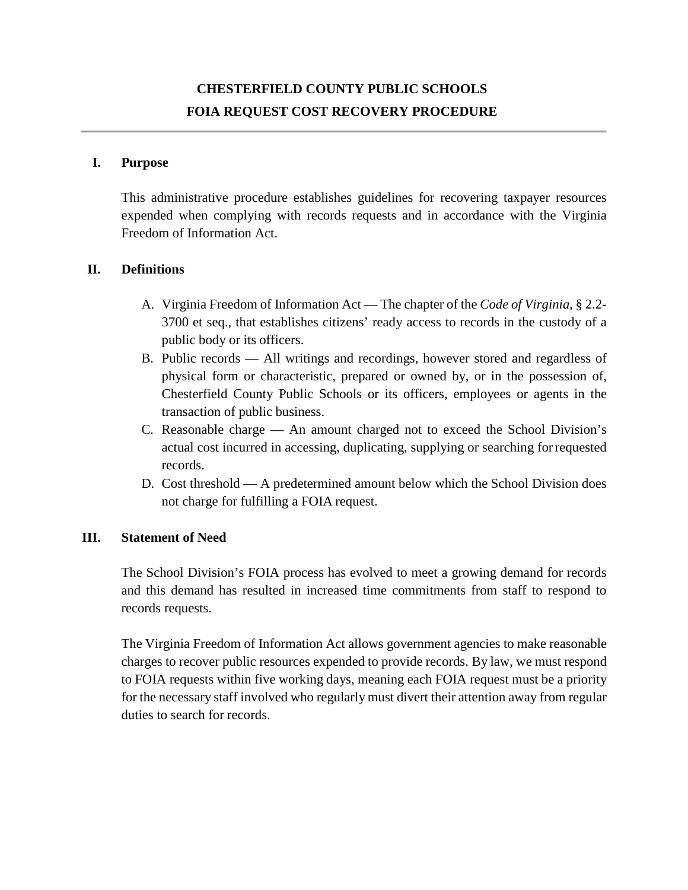# CHESTERFIELD COUNTY PUBLIC SCHOOLS
# FOIA REQUEST COST RECOVERY PROCEDURE

---

## I. Purpose

This administrative procedure establishes guidelines for recovering taxpayer resources expended when complying with records requests and in accordance with the Virginia Freedom of Information Act.

## II. Definitions

A. Virginia Freedom of Information Act — The chapter of the *Code of Virginia*, § 2.2-3700 et seq., that establishes citizens' ready access to records in the custody of a public body or its officers.

B. Public records — All writings and recordings, however stored and regardless of physical form or characteristic, prepared or owned by, or in the possession of, Chesterfield County Public Schools or its officers, employees or agents in the transaction of public business.

C. Reasonable charge — An amount charged not to exceed the School Division's actual cost incurred in accessing, duplicating, supplying or searching for requested records.

D. Cost threshold — A predetermined amount below which the School Division does not charge for fulfilling a FOIA request.

## III. Statement of Need

The School Division's FOIA process has evolved to meet a growing demand for records and this demand has resulted in increased time commitments from staff to respond to records requests.

The Virginia Freedom of Information Act allows government agencies to make reasonable charges to recover public resources expended to provide records. By law, we must respond to FOIA requests within five working days, meaning each FOIA request must be a priority for the necessary staff involved who regularly must divert their attention away from regular duties to search for records.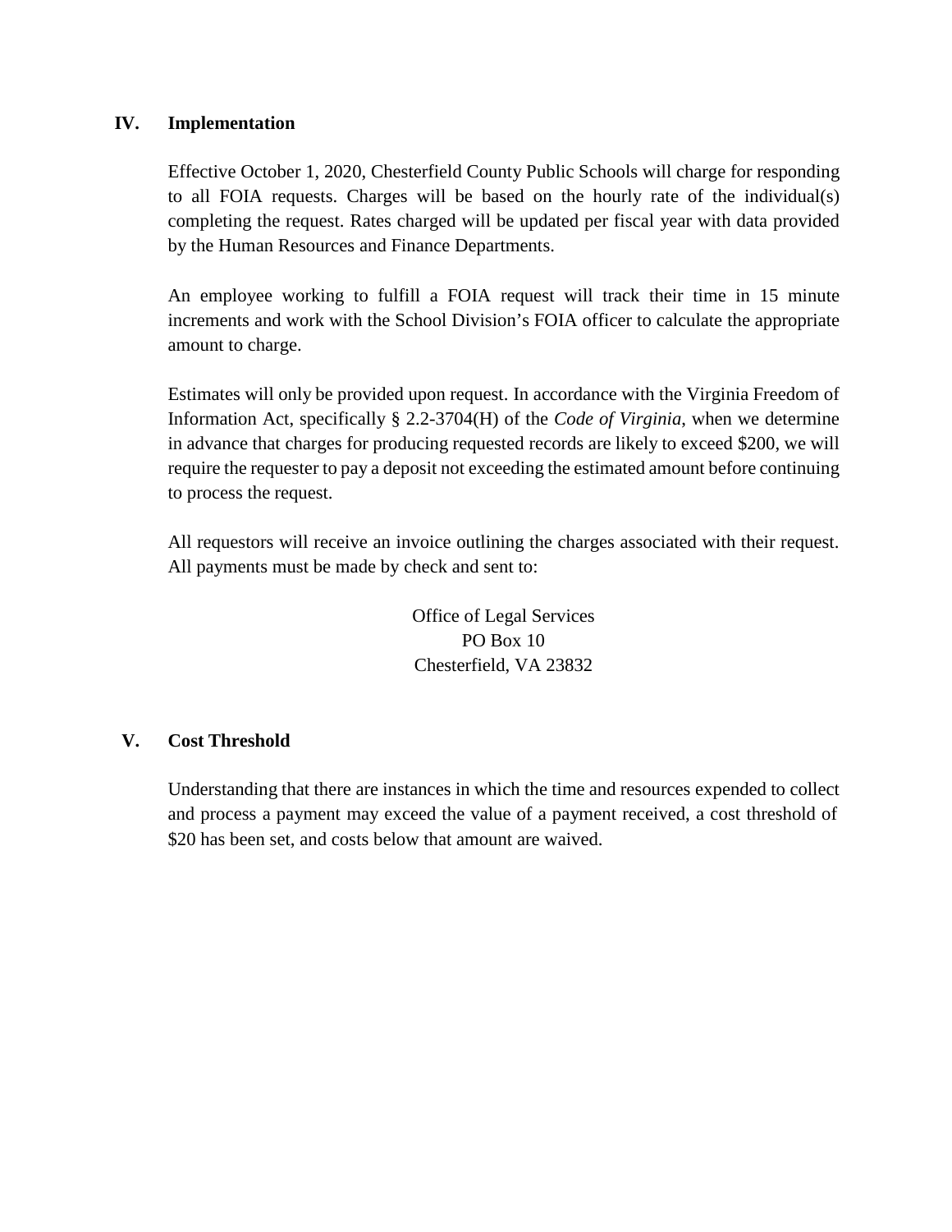## IV. Implementation

Effective October 1, 2020, Chesterfield County Public Schools will charge for responding to all FOIA requests. Charges will be based on the hourly rate of the individual(s) completing the request. Rates charged will be updated per fiscal year with data provided by the Human Resources and Finance Departments.

An employee working to fulfill a FOIA request will track their time in 15 minute increments and work with the School Division's FOIA officer to calculate the appropriate amount to charge.

Estimates will only be provided upon request. In accordance with the Virginia Freedom of Information Act, specifically § 2.2-3704(H) of the *Code of Virginia*, when we determine in advance that charges for producing requested records are likely to exceed $200, we will require the requester to pay a deposit not exceeding the estimated amount before continuing to process the request.

All requestors will receive an invoice outlining the charges associated with their request. All payments must be made by check and sent to:

Office of Legal Services
PO Box 10
Chesterfield, VA 23832

## V. Cost Threshold

Understanding that there are instances in which the time and resources expended to collect and process a payment may exceed the value of a payment received, a cost threshold of $20 has been set, and costs below that amount are waived.